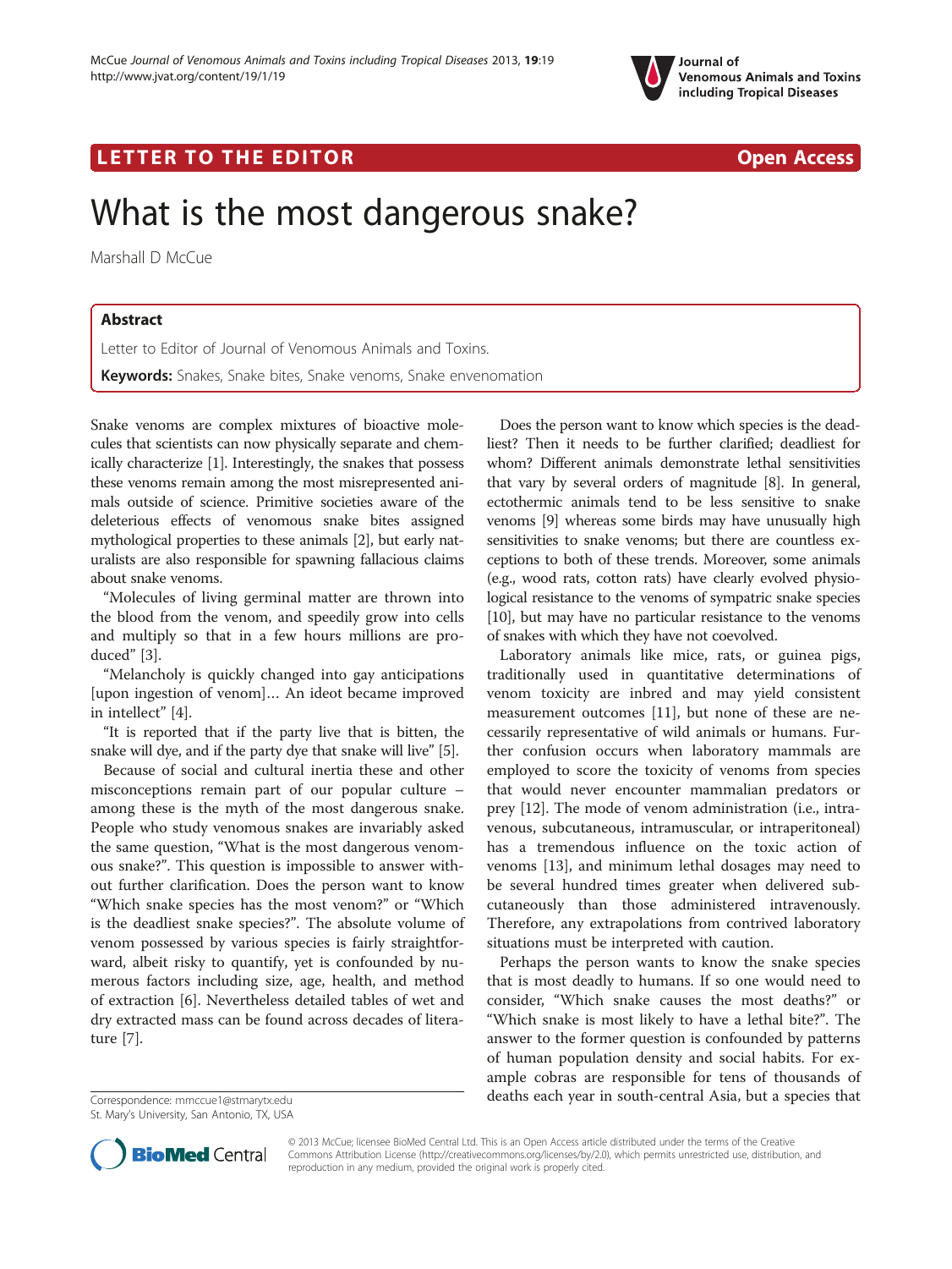LETTER TO THE EDITOR Open Access

# What is the most dangerous snake?

Marshall D McCue

## Abstract

Letter to Editor of Journal of Venomous Animals and Toxins.

**Keywords:** Snakes, Snake bites, Snake venoms, Snake envenomation

Snake venoms are complex mixtures of bioactive molecules that scientists can now physically separate and chemically characterize [1]. Interestingly, the snakes that possess these venoms remain among the most misrepresented animals outside of science. Primitive societies aware of the deleterious effects of venomous snake bites assigned mythological properties to these animals [2], but early naturalists are also responsible for spawning fallacious claims about snake venoms.

"Molecules of living germinal matter are thrown into the blood from the venom, and speedily grow into cells and multiply so that in a few hours millions are produced" [3].

"Melancholy is quickly changed into gay anticipations [upon ingestion of venom]… An ideot became improved in intellect" [4].

"It is reported that if the party live that is bitten, the snake will dye, and if the party dye that snake will live" [5].

Because of social and cultural inertia these and other misconceptions remain part of our popular culture – among these is the myth of the most dangerous snake. People who study venomous snakes are invariably asked the same question, "What is the most dangerous venomous snake?". This question is impossible to answer without further clarification. Does the person want to know "Which snake species has the most venom?" or "Which is the deadliest snake species?". The absolute volume of venom possessed by various species is fairly straightforward, albeit risky to quantify, yet is confounded by numerous factors including size, age, health, and method of extraction [6]. Nevertheless detailed tables of wet and dry extracted mass can be found across decades of literature [7].

Does the person want to know which species is the deadliest? Then it needs to be further clarified; deadliest for whom? Different animals demonstrate lethal sensitivities that vary by several orders of magnitude [8]. In general, ectothermic animals tend to be less sensitive to snake venoms [9] whereas some birds may have unusually high sensitivities to snake venoms; but there are countless exceptions to both of these trends. Moreover, some animals (e.g., wood rats, cotton rats) have clearly evolved physiological resistance to the venoms of sympatric snake species [10], but may have no particular resistance to the venoms of snakes with which they have not coevolved.

Laboratory animals like mice, rats, or guinea pigs, traditionally used in quantitative determinations of venom toxicity are inbred and may yield consistent measurement outcomes [11], but none of these are necessarily representative of wild animals or humans. Further confusion occurs when laboratory mammals are employed to score the toxicity of venoms from species that would never encounter mammalian predators or prey [12]. The mode of venom administration (i.e., intravenous, subcutaneous, intramuscular, or intraperitoneal) has a tremendous influence on the toxic action of venoms [13], and minimum lethal dosages may need to be several hundred times greater when delivered subcutaneously than those administered intravenously. Therefore, any extrapolations from contrived laboratory situations must be interpreted with caution.

Perhaps the person wants to know the snake species that is most deadly to humans. If so one would need to consider, "Which snake causes the most deaths?" or "Which snake is most likely to have a lethal bite?". The answer to the former question is confounded by patterns of human population density and social habits. For example cobras are responsible for tens of thousands of deaths each year in south-central Asia, but a species that

Correspondence: mmccue1@stmarytx.edu
St. Mary's University, San Antonio, TX, USA

© 2013 McCue; licensee BioMed Central Ltd. This is an Open Access article distributed under the terms of the Creative Commons Attribution License (http://creativecommons.org/licenses/by/2.0), which permits unrestricted use, distribution, and reproduction in any medium, provided the original work is properly cited.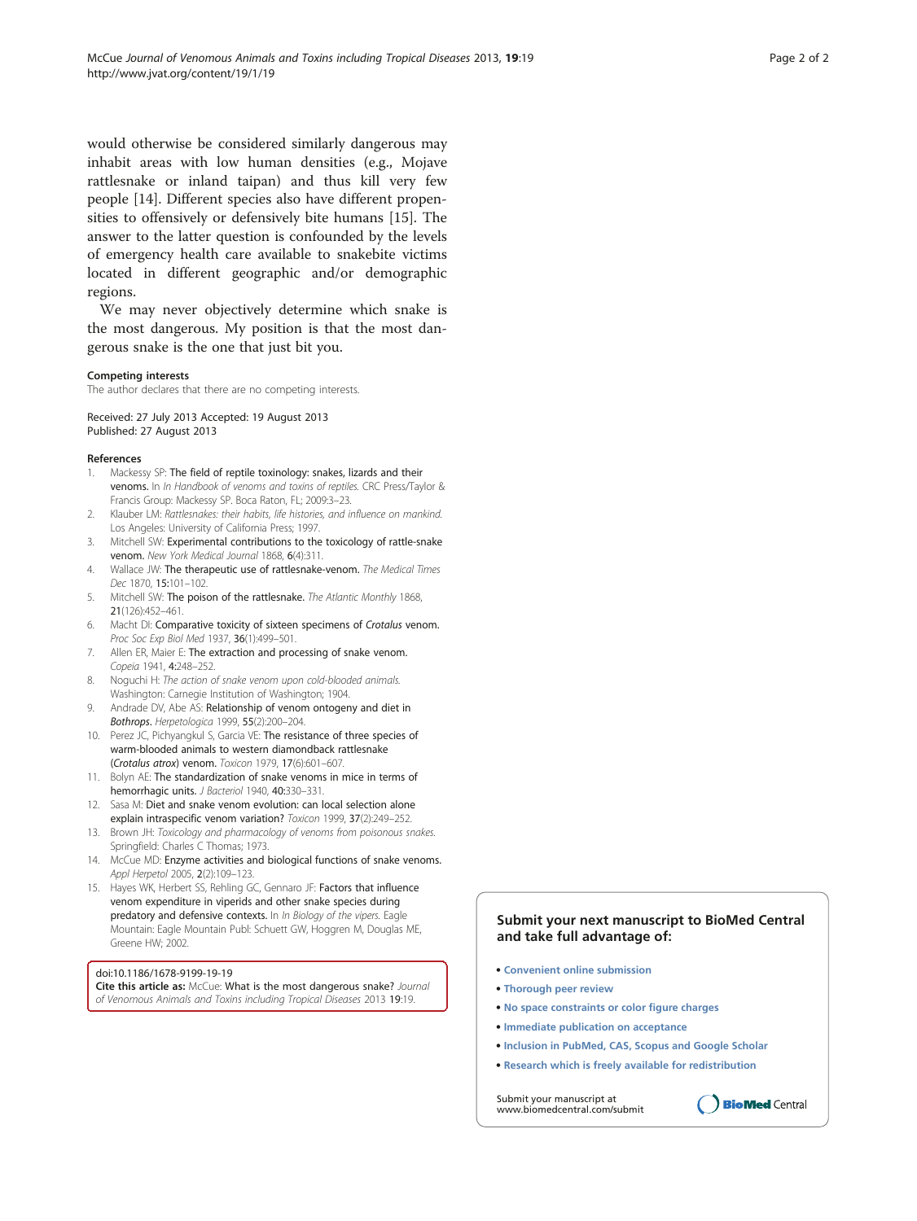would otherwise be considered similarly dangerous may inhabit areas with low human densities (e.g., Mojave rattlesnake or inland taipan) and thus kill very few people [14]. Different species also have different propensities to offensively or defensively bite humans [15]. The answer to the latter question is confounded by the levels of emergency health care available to snakebite victims located in different geographic and/or demographic regions.

We may never objectively determine which snake is the most dangerous. My position is that the most dangerous snake is the one that just bit you.

#### Competing interests

The author declares that there are no competing interests.

Received: 27 July 2013 Accepted: 19 August 2013
Published: 27 August 2013

#### References

1. Mackessy SP: **The field of reptile toxinology: snakes, lizards and their venoms.** In *In Handbook of venoms and toxins of reptiles.* CRC Press/Taylor & Francis Group: Mackessy SP. Boca Raton, FL; 2009:3–23.
2. Klauber LM: *Rattlesnakes: their habits, life histories, and influence on mankind.* Los Angeles: University of California Press; 1997.
3. Mitchell SW: **Experimental contributions to the toxicology of rattle-snake venom.** *New York Medical Journal* 1868, **6**(4):311.
4. Wallace JW: **The therapeutic use of rattlesnake-venom.** *The Medical Times Dec* 1870, **15**:101–102.
5. Mitchell SW: **The poison of the rattlesnake.** *The Atlantic Monthly* 1868, **21**(126):452–461.
6. Macht DI: **Comparative toxicity of sixteen specimens of *Crotalus* venom.** *Proc Soc Exp Biol Med* 1937, **36**(1):499–501.
7. Allen ER, Maier E: **The extraction and processing of snake venom.** *Copeia* 1941, **4**:248–252.
8. Noguchi H: *The action of snake venom upon cold-blooded animals.* Washington: Carnegie Institution of Washington; 1904.
9. Andrade DV, Abe AS: **Relationship of venom ontogeny and diet in *Bothrops*.** *Herpetologica* 1999, **55**(2):200–204.
10. Perez JC, Pichyangkul S, Garcia VE: **The resistance of three species of warm-blooded animals to western diamondback rattlesnake (*Crotalus atrox*) venom.** *Toxicon* 1979, **17**(6):601–607.
11. Bolyn AE: **The standardization of snake venoms in mice in terms of hemorrhagic units.** *J Bacteriol* 1940, **40**:330–331.
12. Sasa M: **Diet and snake venom evolution: can local selection alone explain intraspecific venom variation?** *Toxicon* 1999, **37**(2):249–252.
13. Brown JH: *Toxicology and pharmacology of venoms from poisonous snakes.* Springfield: Charles C Thomas; 1973.
14. McCue MD: **Enzyme activities and biological functions of snake venoms.** *Appl Herpetol* 2005, **2**(2):109–123.
15. Hayes WK, Herbert SS, Rehling GC, Gennaro JF: **Factors that influence venom expenditure in viperids and other snake species during predatory and defensive contexts.** In *In Biology of the vipers.* Eagle Mountain: Eagle Mountain Publ: Schuett GW, Hoggren M, Douglas ME, Greene HW; 2002.

doi:10.1186/1678-9199-19-19

**Cite this article as:** McCue: What is the most dangerous snake? *Journal of Venomous Animals and Toxins including Tropical Diseases* 2013 **19**:19.

**Submit your next manuscript to BioMed Central and take full advantage of:**

- **Convenient online submission**
- **Thorough peer review**
- **No space constraints or color figure charges**
- **Immediate publication on acceptance**
- **Inclusion in PubMed, CAS, Scopus and Google Scholar**
- **Research which is freely available for redistribution**

Submit your manuscript at
www.biomedcentral.com/submit

BioMed Central